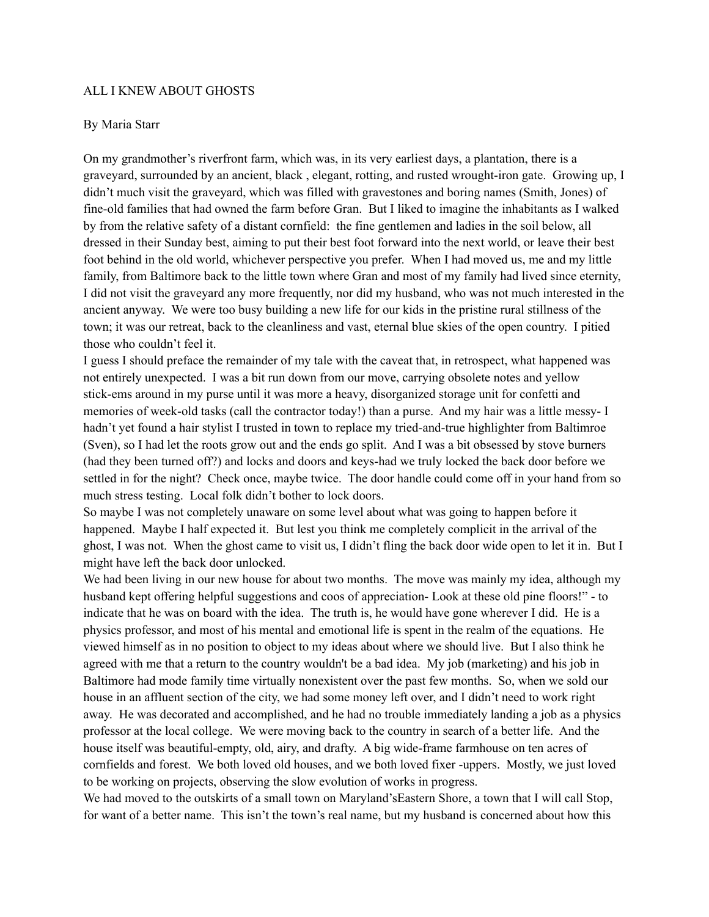ALL I KNEW ABOUT GHOSTS

By Maria Starr

On my grandmother's riverfront farm, which was, in its very earliest days, a plantation, there is a graveyard, surrounded by an ancient, black , elegant, rotting, and rusted wrought-iron gate. Growing up, I didn't much visit the graveyard, which was filled with gravestones and boring names (Smith, Jones) of fine-old families that had owned the farm before Gran. But I liked to imagine the inhabitants as I walked by from the relative safety of a distant cornfield: the fine gentlemen and ladies in the soil below, all dressed in their Sunday best, aiming to put their best foot forward into the next world, or leave their best foot behind in the old world, whichever perspective you prefer. When I had moved us, me and my little family, from Baltimore back to the little town where Gran and most of my family had lived since eternity, I did not visit the graveyard any more frequently, nor did my husband, who was not much interested in the ancient anyway. We were too busy building a new life for our kids in the pristine rural stillness of the town; it was our retreat, back to the cleanliness and vast, eternal blue skies of the open country. I pitied those who couldn't feel it.

I guess I should preface the remainder of my tale with the caveat that, in retrospect, what happened was not entirely unexpected. I was a bit run down from our move, carrying obsolete notes and yellow stick-ems around in my purse until it was more a heavy, disorganized storage unit for confetti and memories of week-old tasks (call the contractor today!) than a purse. And my hair was a little messy- I hadn't yet found a hair stylist I trusted in town to replace my tried-and-true highlighter from Baltimroe (Sven), so I had let the roots grow out and the ends go split. And I was a bit obsessed by stove burners (had they been turned off?) and locks and doors and keys-had we truly locked the back door before we settled in for the night? Check once, maybe twice. The door handle could come off in your hand from so much stress testing. Local folk didn't bother to lock doors.

So maybe I was not completely unaware on some level about what was going to happen before it happened. Maybe I half expected it. But lest you think me completely complicit in the arrival of the ghost, I was not. When the ghost came to visit us, I didn't fling the back door wide open to let it in. But I might have left the back door unlocked.

We had been living in our new house for about two months. The move was mainly my idea, although my husband kept offering helpful suggestions and coos of appreciation- Look at these old pine floors!" - to indicate that he was on board with the idea. The truth is, he would have gone wherever I did. He is a physics professor, and most of his mental and emotional life is spent in the realm of the equations. He viewed himself as in no position to object to my ideas about where we should live. But I also think he agreed with me that a return to the country wouldn't be a bad idea. My job (marketing) and his job in Baltimore had mode family time virtually nonexistent over the past few months. So, when we sold our house in an affluent section of the city, we had some money left over, and I didn't need to work right away. He was decorated and accomplished, and he had no trouble immediately landing a job as a physics professor at the local college. We were moving back to the country in search of a better life. And the house itself was beautiful-empty, old, airy, and drafty. A big wide-frame farmhouse on ten acres of cornfields and forest. We both loved old houses, and we both loved fixer -uppers. Mostly, we just loved to be working on projects, observing the slow evolution of works in progress.

We had moved to the outskirts of a small town on Maryland'sEastern Shore, a town that I will call Stop, for want of a better name. This isn't the town's real name, but my husband is concerned about how this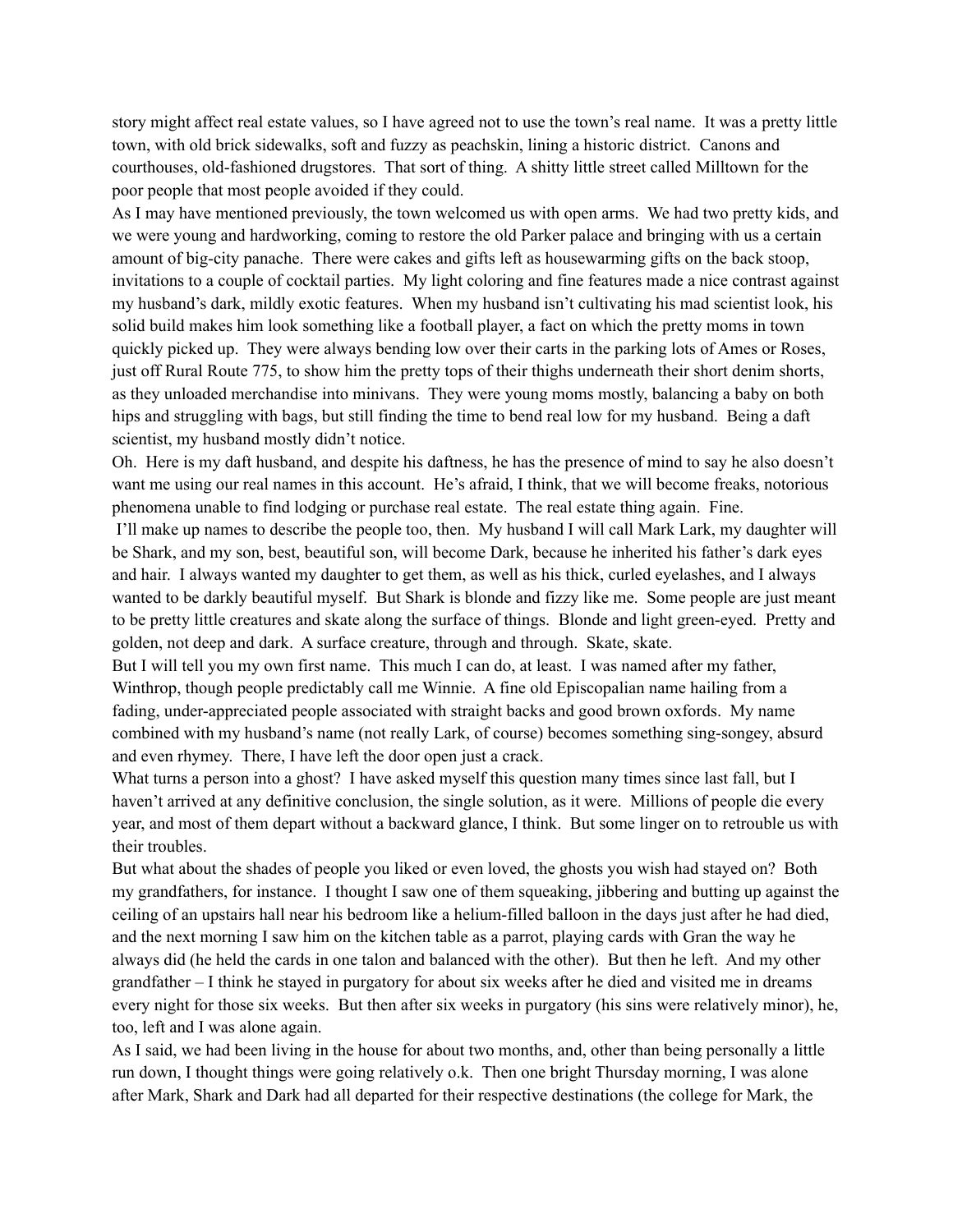story might affect real estate values, so I have agreed not to use the town's real name. It was a pretty little town, with old brick sidewalks, soft and fuzzy as peachskin, lining a historic district. Canons and courthouses, old-fashioned drugstores. That sort of thing. A shitty little street called Milltown for the poor people that most people avoided if they could.

As I may have mentioned previously, the town welcomed us with open arms. We had two pretty kids, and we were young and hardworking, coming to restore the old Parker palace and bringing with us a certain amount of big-city panache. There were cakes and gifts left as housewarming gifts on the back stoop, invitations to a couple of cocktail parties. My light coloring and fine features made a nice contrast against my husband's dark, mildly exotic features. When my husband isn't cultivating his mad scientist look, his solid build makes him look something like a football player, a fact on which the pretty moms in town quickly picked up. They were always bending low over their carts in the parking lots of Ames or Roses, just off Rural Route 775, to show him the pretty tops of their thighs underneath their short denim shorts, as they unloaded merchandise into minivans. They were young moms mostly, balancing a baby on both hips and struggling with bags, but still finding the time to bend real low for my husband. Being a daft scientist, my husband mostly didn't notice.

Oh. Here is my daft husband, and despite his daftness, he has the presence of mind to say he also doesn't want me using our real names in this account. He's afraid, I think, that we will become freaks, notorious phenomena unable to find lodging or purchase real estate. The real estate thing again. Fine.

I'll make up names to describe the people too, then. My husband I will call Mark Lark, my daughter will be Shark, and my son, best, beautiful son, will become Dark, because he inherited his father's dark eyes and hair. I always wanted my daughter to get them, as well as his thick, curled eyelashes, and I always wanted to be darkly beautiful myself. But Shark is blonde and fizzy like me. Some people are just meant to be pretty little creatures and skate along the surface of things. Blonde and light green-eyed. Pretty and golden, not deep and dark. A surface creature, through and through. Skate, skate.

But I will tell you my own first name. This much I can do, at least. I was named after my father, Winthrop, though people predictably call me Winnie. A fine old Episcopalian name hailing from a fading, under-appreciated people associated with straight backs and good brown oxfords. My name combined with my husband's name (not really Lark, of course) becomes something sing-songey, absurd and even rhymey. There, I have left the door open just a crack.

What turns a person into a ghost? I have asked myself this question many times since last fall, but I haven't arrived at any definitive conclusion, the single solution, as it were. Millions of people die every year, and most of them depart without a backward glance, I think. But some linger on to retrouble us with their troubles.

But what about the shades of people you liked or even loved, the ghosts you wish had stayed on? Both my grandfathers, for instance. I thought I saw one of them squeaking, jibbering and butting up against the ceiling of an upstairs hall near his bedroom like a helium-filled balloon in the days just after he had died, and the next morning I saw him on the kitchen table as a parrot, playing cards with Gran the way he always did (he held the cards in one talon and balanced with the other). But then he left. And my other grandfather – I think he stayed in purgatory for about six weeks after he died and visited me in dreams every night for those six weeks. But then after six weeks in purgatory (his sins were relatively minor), he, too, left and I was alone again.

As I said, we had been living in the house for about two months, and, other than being personally a little run down, I thought things were going relatively o.k. Then one bright Thursday morning, I was alone after Mark, Shark and Dark had all departed for their respective destinations (the college for Mark, the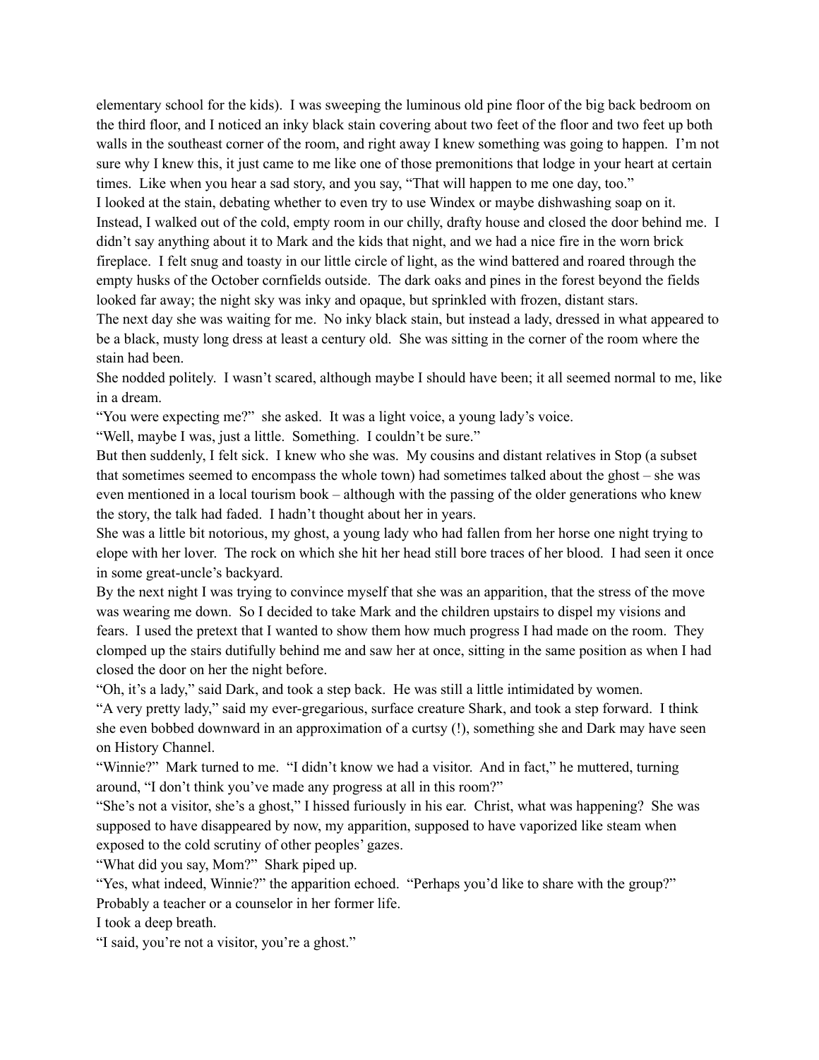elementary school for the kids). I was sweeping the luminous old pine floor of the big back bedroom on the third floor, and I noticed an inky black stain covering about two feet of the floor and two feet up both walls in the southeast corner of the room, and right away I knew something was going to happen. I'm not sure why I knew this, it just came to me like one of those premonitions that lodge in your heart at certain times. Like when you hear a sad story, and you say, "That will happen to me one day, too."

I looked at the stain, debating whether to even try to use Windex or maybe dishwashing soap on it. Instead, I walked out of the cold, empty room in our chilly, drafty house and closed the door behind me. I didn't say anything about it to Mark and the kids that night, and we had a nice fire in the worn brick fireplace. I felt snug and toasty in our little circle of light, as the wind battered and roared through the empty husks of the October cornfields outside. The dark oaks and pines in the forest beyond the fields looked far away; the night sky was inky and opaque, but sprinkled with frozen, distant stars.

The next day she was waiting for me. No inky black stain, but instead a lady, dressed in what appeared to be a black, musty long dress at least a century old. She was sitting in the corner of the room where the stain had been.

She nodded politely. I wasn't scared, although maybe I should have been; it all seemed normal to me, like in a dream.

"You were expecting me?" she asked. It was a light voice, a young lady's voice.

"Well, maybe I was, just a little. Something. I couldn't be sure."

But then suddenly, I felt sick. I knew who she was. My cousins and distant relatives in Stop (a subset that sometimes seemed to encompass the whole town) had sometimes talked about the ghost – she was even mentioned in a local tourism book – although with the passing of the older generations who knew the story, the talk had faded. I hadn't thought about her in years.

She was a little bit notorious, my ghost, a young lady who had fallen from her horse one night trying to elope with her lover. The rock on which she hit her head still bore traces of her blood. I had seen it once in some great-uncle's backyard.

By the next night I was trying to convince myself that she was an apparition, that the stress of the move was wearing me down. So I decided to take Mark and the children upstairs to dispel my visions and fears. I used the pretext that I wanted to show them how much progress I had made on the room. They clomped up the stairs dutifully behind me and saw her at once, sitting in the same position as when I had closed the door on her the night before.

"Oh, it's a lady," said Dark, and took a step back. He was still a little intimidated by women.

"A very pretty lady," said my ever-gregarious, surface creature Shark, and took a step forward. I think she even bobbed downward in an approximation of a curtsy (!), something she and Dark may have seen on History Channel.

"Winnie?" Mark turned to me. "I didn't know we had a visitor. And in fact," he muttered, turning around, "I don't think you've made any progress at all in this room?"

"She's not a visitor, she's a ghost," I hissed furiously in his ear. Christ, what was happening? She was supposed to have disappeared by now, my apparition, supposed to have vaporized like steam when exposed to the cold scrutiny of other peoples' gazes.

"What did you say, Mom?" Shark piped up.

"Yes, what indeed, Winnie?" the apparition echoed. "Perhaps you'd like to share with the group?"

Probably a teacher or a counselor in her former life.

I took a deep breath.

"I said, you're not a visitor, you're a ghost."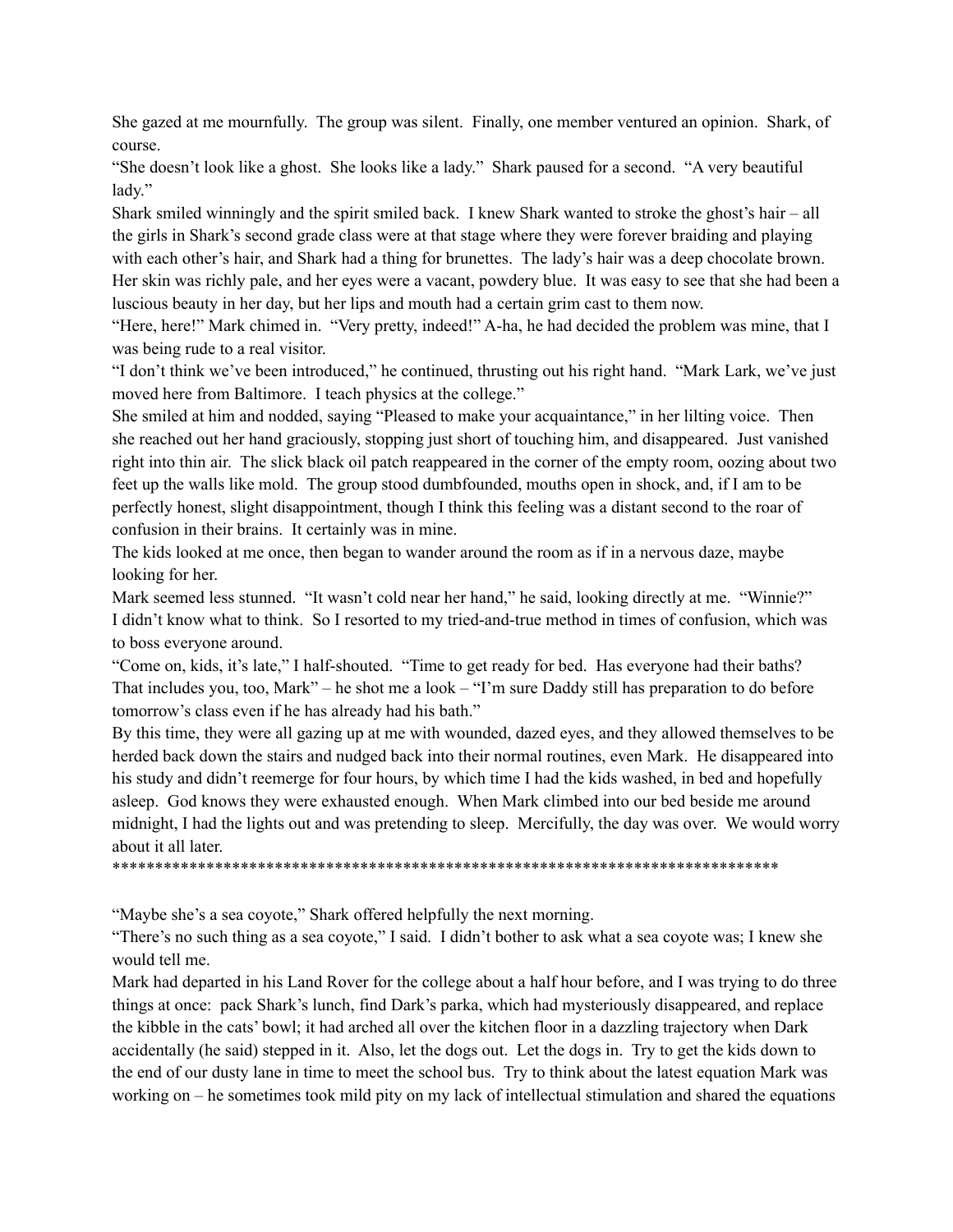She gazed at me mournfully. The group was silent. Finally, one member ventured an opinion. Shark, of course.

"She doesn't look like a ghost. She looks like a lady." Shark paused for a second. "A very beautiful lady."

Shark smiled winningly and the spirit smiled back. I knew Shark wanted to stroke the ghost's hair – all the girls in Shark's second grade class were at that stage where they were forever braiding and playing with each other's hair, and Shark had a thing for brunettes. The lady's hair was a deep chocolate brown. Her skin was richly pale, and her eyes were a vacant, powdery blue. It was easy to see that she had been a luscious beauty in her day, but her lips and mouth had a certain grim cast to them now.

"Here, here!" Mark chimed in. "Very pretty, indeed!" A-ha, he had decided the problem was mine, that I was being rude to a real visitor.

"I don't think we've been introduced," he continued, thrusting out his right hand. "Mark Lark, we've just moved here from Baltimore. I teach physics at the college."

She smiled at him and nodded, saying "Pleased to make your acquaintance," in her lilting voice. Then she reached out her hand graciously, stopping just short of touching him, and disappeared. Just vanished right into thin air. The slick black oil patch reappeared in the corner of the empty room, oozing about two feet up the walls like mold. The group stood dumbfounded, mouths open in shock, and, if I am to be perfectly honest, slight disappointment, though I think this feeling was a distant second to the roar of confusion in their brains. It certainly was in mine.

The kids looked at me once, then began to wander around the room as if in a nervous daze, maybe looking for her.

Mark seemed less stunned. "It wasn't cold near her hand," he said, looking directly at me. "Winnie?"

I didn't know what to think. So I resorted to my tried-and-true method in times of confusion, which was to boss everyone around.

"Come on, kids, it's late," I half-shouted. "Time to get ready for bed. Has everyone had their baths? That includes you, too, Mark" – he shot me a look – "I'm sure Daddy still has preparation to do before tomorrow's class even if he has already had his bath."

By this time, they were all gazing up at me with wounded, dazed eyes, and they allowed themselves to be herded back down the stairs and nudged back into their normal routines, even Mark. He disappeared into his study and didn't reemerge for four hours, by which time I had the kids washed, in bed and hopefully asleep. God knows they were exhausted enough. When Mark climbed into our bed beside me around midnight, I had the lights out and was pretending to sleep. Mercifully, the day was over. We would worry about it all later.

********************************************************************************

"Maybe she's a sea coyote," Shark offered helpfully the next morning.

"There's no such thing as a sea coyote," I said. I didn't bother to ask what a sea coyote was; I knew she would tell me.

Mark had departed in his Land Rover for the college about a half hour before, and I was trying to do three things at once: pack Shark's lunch, find Dark's parka, which had mysteriously disappeared, and replace the kibble in the cats' bowl; it had arched all over the kitchen floor in a dazzling trajectory when Dark accidentally (he said) stepped in it. Also, let the dogs out. Let the dogs in. Try to get the kids down to the end of our dusty lane in time to meet the school bus. Try to think about the latest equation Mark was working on – he sometimes took mild pity on my lack of intellectual stimulation and shared the equations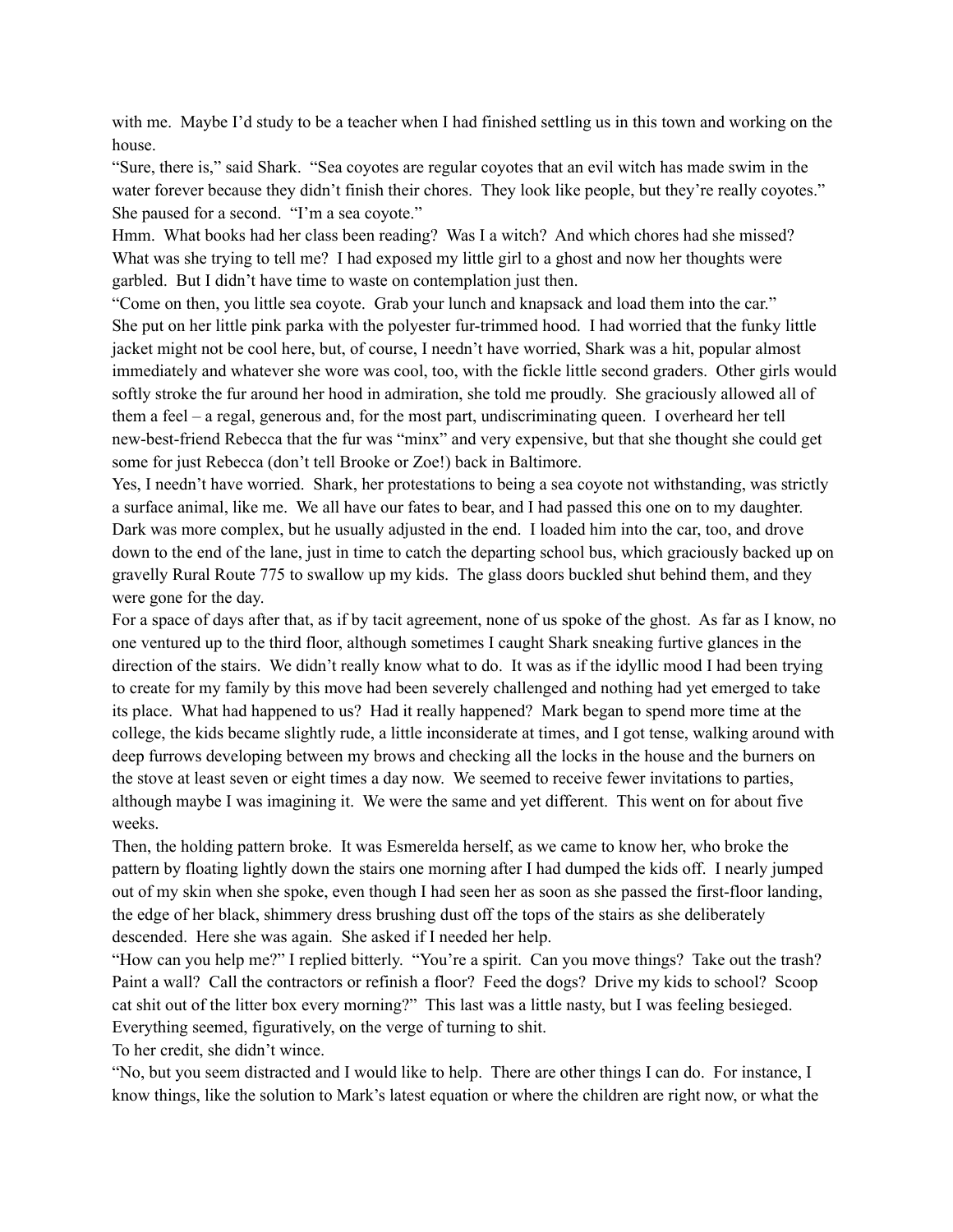with me. Maybe I'd study to be a teacher when I had finished settling us in this town and working on the house.

"Sure, there is," said Shark. "Sea coyotes are regular coyotes that an evil witch has made swim in the water forever because they didn't finish their chores. They look like people, but they're really coyotes." She paused for a second. "I'm a sea coyote."

Hmm. What books had her class been reading? Was I a witch? And which chores had she missed? What was she trying to tell me? I had exposed my little girl to a ghost and now her thoughts were garbled. But I didn't have time to waste on contemplation just then.

"Come on then, you little sea coyote. Grab your lunch and knapsack and load them into the car."

She put on her little pink parka with the polyester fur-trimmed hood. I had worried that the funky little jacket might not be cool here, but, of course, I needn't have worried, Shark was a hit, popular almost immediately and whatever she wore was cool, too, with the fickle little second graders. Other girls would softly stroke the fur around her hood in admiration, she told me proudly. She graciously allowed all of them a feel – a regal, generous and, for the most part, undiscriminating queen. I overheard her tell new-best-friend Rebecca that the fur was "minx" and very expensive, but that she thought she could get some for just Rebecca (don't tell Brooke or Zoe!) back in Baltimore.

Yes, I needn't have worried. Shark, her protestations to being a sea coyote not withstanding, was strictly a surface animal, like me. We all have our fates to bear, and I had passed this one on to my daughter. Dark was more complex, but he usually adjusted in the end. I loaded him into the car, too, and drove down to the end of the lane, just in time to catch the departing school bus, which graciously backed up on gravelly Rural Route 775 to swallow up my kids. The glass doors buckled shut behind them, and they were gone for the day.

For a space of days after that, as if by tacit agreement, none of us spoke of the ghost. As far as I know, no one ventured up to the third floor, although sometimes I caught Shark sneaking furtive glances in the direction of the stairs. We didn't really know what to do. It was as if the idyllic mood I had been trying to create for my family by this move had been severely challenged and nothing had yet emerged to take its place. What had happened to us? Had it really happened? Mark began to spend more time at the college, the kids became slightly rude, a little inconsiderate at times, and I got tense, walking around with deep furrows developing between my brows and checking all the locks in the house and the burners on the stove at least seven or eight times a day now. We seemed to receive fewer invitations to parties, although maybe I was imagining it. We were the same and yet different. This went on for about five weeks.

Then, the holding pattern broke. It was Esmerelda herself, as we came to know her, who broke the pattern by floating lightly down the stairs one morning after I had dumped the kids off. I nearly jumped out of my skin when she spoke, even though I had seen her as soon as she passed the first-floor landing, the edge of her black, shimmery dress brushing dust off the tops of the stairs as she deliberately descended. Here she was again. She asked if I needed her help.

"How can you help me?" I replied bitterly. "You're a spirit. Can you move things? Take out the trash? Paint a wall? Call the contractors or refinish a floor? Feed the dogs? Drive my kids to school? Scoop cat shit out of the litter box every morning?" This last was a little nasty, but I was feeling besieged. Everything seemed, figuratively, on the verge of turning to shit.

To her credit, she didn't wince.

"No, but you seem distracted and I would like to help. There are other things I can do. For instance, I know things, like the solution to Mark's latest equation or where the children are right now, or what the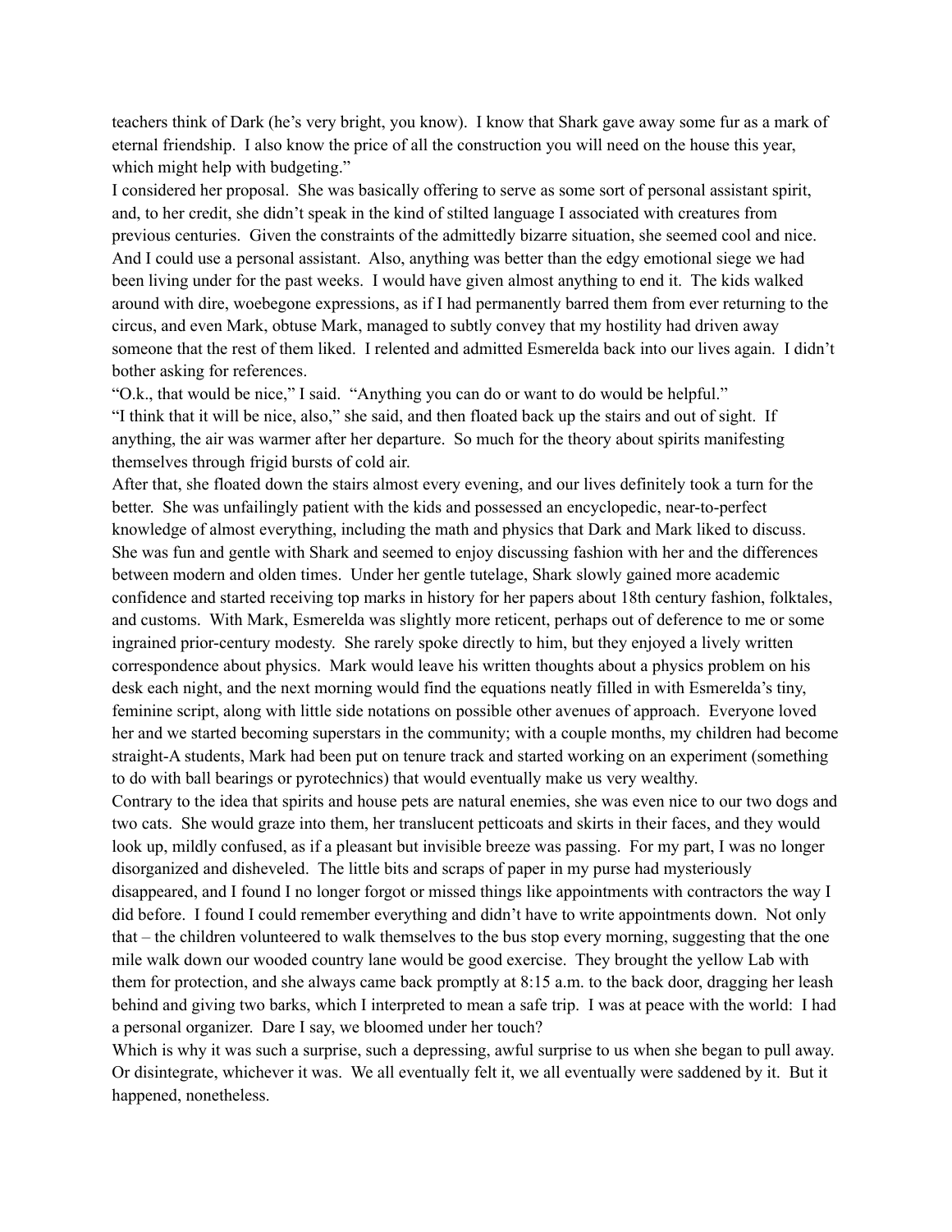teachers think of Dark (he's very bright, you know). I know that Shark gave away some fur as a mark of eternal friendship. I also know the price of all the construction you will need on the house this year, which might help with budgeting."

I considered her proposal. She was basically offering to serve as some sort of personal assistant spirit, and, to her credit, she didn't speak in the kind of stilted language I associated with creatures from previous centuries. Given the constraints of the admittedly bizarre situation, she seemed cool and nice. And I could use a personal assistant. Also, anything was better than the edgy emotional siege we had been living under for the past weeks. I would have given almost anything to end it. The kids walked around with dire, woebegone expressions, as if I had permanently barred them from ever returning to the circus, and even Mark, obtuse Mark, managed to subtly convey that my hostility had driven away someone that the rest of them liked. I relented and admitted Esmerelda back into our lives again. I didn't bother asking for references.

"O.k., that would be nice," I said. "Anything you can do or want to do would be helpful."

"I think that it will be nice, also," she said, and then floated back up the stairs and out of sight. If anything, the air was warmer after her departure. So much for the theory about spirits manifesting themselves through frigid bursts of cold air.

After that, she floated down the stairs almost every evening, and our lives definitely took a turn for the better. She was unfailingly patient with the kids and possessed an encyclopedic, near-to-perfect knowledge of almost everything, including the math and physics that Dark and Mark liked to discuss. She was fun and gentle with Shark and seemed to enjoy discussing fashion with her and the differences between modern and olden times. Under her gentle tutelage, Shark slowly gained more academic confidence and started receiving top marks in history for her papers about 18th century fashion, folktales, and customs. With Mark, Esmerelda was slightly more reticent, perhaps out of deference to me or some ingrained prior-century modesty. She rarely spoke directly to him, but they enjoyed a lively written correspondence about physics. Mark would leave his written thoughts about a physics problem on his desk each night, and the next morning would find the equations neatly filled in with Esmerelda's tiny, feminine script, along with little side notations on possible other avenues of approach. Everyone loved her and we started becoming superstars in the community; with a couple months, my children had become straight-A students, Mark had been put on tenure track and started working on an experiment (something to do with ball bearings or pyrotechnics) that would eventually make us very wealthy.

Contrary to the idea that spirits and house pets are natural enemies, she was even nice to our two dogs and two cats. She would graze into them, her translucent petticoats and skirts in their faces, and they would look up, mildly confused, as if a pleasant but invisible breeze was passing. For my part, I was no longer disorganized and disheveled. The little bits and scraps of paper in my purse had mysteriously disappeared, and I found I no longer forgot or missed things like appointments with contractors the way I did before. I found I could remember everything and didn't have to write appointments down. Not only that – the children volunteered to walk themselves to the bus stop every morning, suggesting that the one mile walk down our wooded country lane would be good exercise. They brought the yellow Lab with them for protection, and she always came back promptly at 8:15 a.m. to the back door, dragging her leash behind and giving two barks, which I interpreted to mean a safe trip. I was at peace with the world: I had a personal organizer. Dare I say, we bloomed under her touch?

Which is why it was such a surprise, such a depressing, awful surprise to us when she began to pull away. Or disintegrate, whichever it was. We all eventually felt it, we all eventually were saddened by it. But it happened, nonetheless.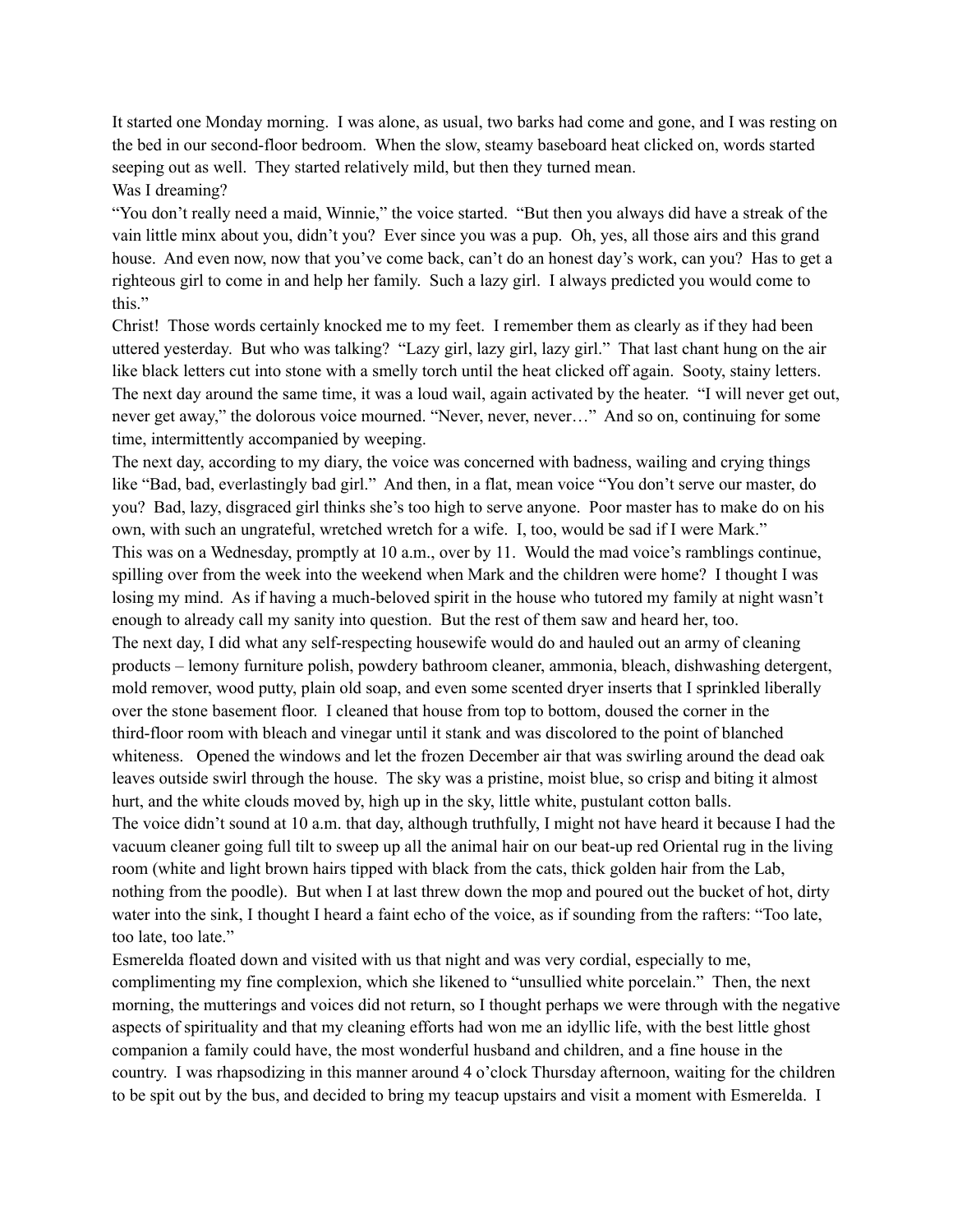It started one Monday morning. I was alone, as usual, two barks had come and gone, and I was resting on the bed in our second-floor bedroom. When the slow, steamy baseboard heat clicked on, words started seeping out as well. They started relatively mild, but then they turned mean.

Was I dreaming?

"You don't really need a maid, Winnie," the voice started. "But then you always did have a streak of the vain little minx about you, didn't you? Ever since you was a pup. Oh, yes, all those airs and this grand house. And even now, now that you've come back, can't do an honest day's work, can you? Has to get a righteous girl to come in and help her family. Such a lazy girl. I always predicted you would come to this."

Christ! Those words certainly knocked me to my feet. I remember them as clearly as if they had been uttered yesterday. But who was talking? "Lazy girl, lazy girl, lazy girl." That last chant hung on the air like black letters cut into stone with a smelly torch until the heat clicked off again. Sooty, stainy letters.

The next day around the same time, it was a loud wail, again activated by the heater. "I will never get out, never get away," the dolorous voice mourned. "Never, never, never…" And so on, continuing for some time, intermittently accompanied by weeping.

The next day, according to my diary, the voice was concerned with badness, wailing and crying things like "Bad, bad, everlastingly bad girl." And then, in a flat, mean voice "You don't serve our master, do you? Bad, lazy, disgraced girl thinks she's too high to serve anyone. Poor master has to make do on his own, with such an ungrateful, wretched wretch for a wife. I, too, would be sad if I were Mark."

This was on a Wednesday, promptly at 10 a.m., over by 11. Would the mad voice's ramblings continue, spilling over from the week into the weekend when Mark and the children were home? I thought I was losing my mind. As if having a much-beloved spirit in the house who tutored my family at night wasn't enough to already call my sanity into question. But the rest of them saw and heard her, too.

The next day, I did what any self-respecting housewife would do and hauled out an army of cleaning products – lemony furniture polish, powdery bathroom cleaner, ammonia, bleach, dishwashing detergent, mold remover, wood putty, plain old soap, and even some scented dryer inserts that I sprinkled liberally over the stone basement floor. I cleaned that house from top to bottom, doused the corner in the third-floor room with bleach and vinegar until it stank and was discolored to the point of blanched whiteness. Opened the windows and let the frozen December air that was swirling around the dead oak leaves outside swirl through the house. The sky was a pristine, moist blue, so crisp and biting it almost hurt, and the white clouds moved by, high up in the sky, little white, pustulant cotton balls.

The voice didn't sound at 10 a.m. that day, although truthfully, I might not have heard it because I had the vacuum cleaner going full tilt to sweep up all the animal hair on our beat-up red Oriental rug in the living room (white and light brown hairs tipped with black from the cats, thick golden hair from the Lab, nothing from the poodle). But when I at last threw down the mop and poured out the bucket of hot, dirty water into the sink, I thought I heard a faint echo of the voice, as if sounding from the rafters: "Too late, too late, too late."

Esmerelda floated down and visited with us that night and was very cordial, especially to me, complimenting my fine complexion, which she likened to "unsullied white porcelain." Then, the next morning, the mutterings and voices did not return, so I thought perhaps we were through with the negative aspects of spirituality and that my cleaning efforts had won me an idyllic life, with the best little ghost companion a family could have, the most wonderful husband and children, and a fine house in the country. I was rhapsodizing in this manner around 4 o'clock Thursday afternoon, waiting for the children to be spit out by the bus, and decided to bring my teacup upstairs and visit a moment with Esmerelda. I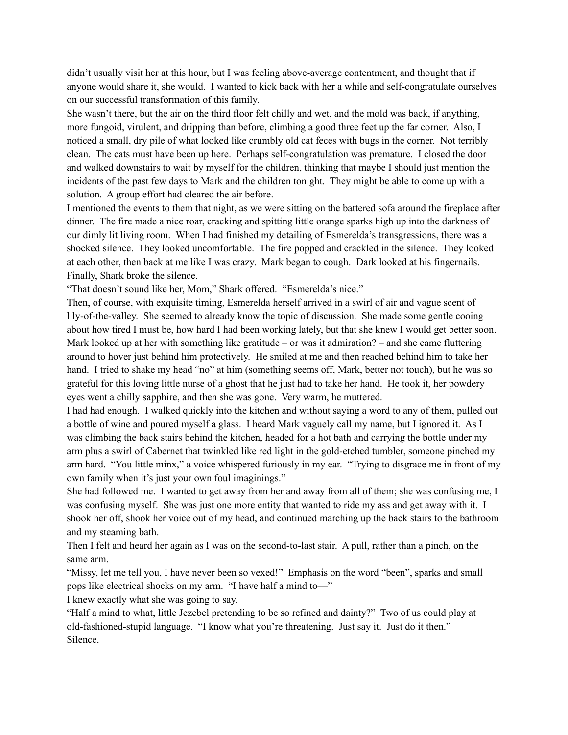didn't usually visit her at this hour, but I was feeling above-average contentment, and thought that if anyone would share it, she would. I wanted to kick back with her a while and self-congratulate ourselves on our successful transformation of this family.

She wasn't there, but the air on the third floor felt chilly and wet, and the mold was back, if anything, more fungoid, virulent, and dripping than before, climbing a good three feet up the far corner. Also, I noticed a small, dry pile of what looked like crumbly old cat feces with bugs in the corner. Not terribly clean. The cats must have been up here. Perhaps self-congratulation was premature. I closed the door and walked downstairs to wait by myself for the children, thinking that maybe I should just mention the incidents of the past few days to Mark and the children tonight. They might be able to come up with a solution. A group effort had cleared the air before.

I mentioned the events to them that night, as we were sitting on the battered sofa around the fireplace after dinner. The fire made a nice roar, cracking and spitting little orange sparks high up into the darkness of our dimly lit living room. When I had finished my detailing of Esmerelda's transgressions, there was a shocked silence. They looked uncomfortable. The fire popped and crackled in the silence. They looked at each other, then back at me like I was crazy. Mark began to cough. Dark looked at his fingernails. Finally, Shark broke the silence.

"That doesn't sound like her, Mom," Shark offered. "Esmerelda's nice."

Then, of course, with exquisite timing, Esmerelda herself arrived in a swirl of air and vague scent of lily-of-the-valley. She seemed to already know the topic of discussion. She made some gentle cooing about how tired I must be, how hard I had been working lately, but that she knew I would get better soon. Mark looked up at her with something like gratitude – or was it admiration? – and she came fluttering around to hover just behind him protectively. He smiled at me and then reached behind him to take her hand. I tried to shake my head "no" at him (something seems off, Mark, better not touch), but he was so grateful for this loving little nurse of a ghost that he just had to take her hand. He took it, her powdery eyes went a chilly sapphire, and then she was gone. Very warm, he muttered.

I had had enough. I walked quickly into the kitchen and without saying a word to any of them, pulled out a bottle of wine and poured myself a glass. I heard Mark vaguely call my name, but I ignored it. As I was climbing the back stairs behind the kitchen, headed for a hot bath and carrying the bottle under my arm plus a swirl of Cabernet that twinkled like red light in the gold-etched tumbler, someone pinched my arm hard. "You little minx," a voice whispered furiously in my ear. "Trying to disgrace me in front of my own family when it's just your own foul imaginings."

She had followed me. I wanted to get away from her and away from all of them; she was confusing me, I was confusing myself. She was just one more entity that wanted to ride my ass and get away with it. I shook her off, shook her voice out of my head, and continued marching up the back stairs to the bathroom and my steaming bath.

Then I felt and heard her again as I was on the second-to-last stair. A pull, rather than a pinch, on the same arm.

"Missy, let me tell you, I have never been so vexed!" Emphasis on the word "been", sparks and small pops like electrical shocks on my arm. "I have half a mind to—"

I knew exactly what she was going to say.

"Half a mind to what, little Jezebel pretending to be so refined and dainty?" Two of us could play at old-fashioned-stupid language. "I know what you're threatening. Just say it. Just do it then."

Silence.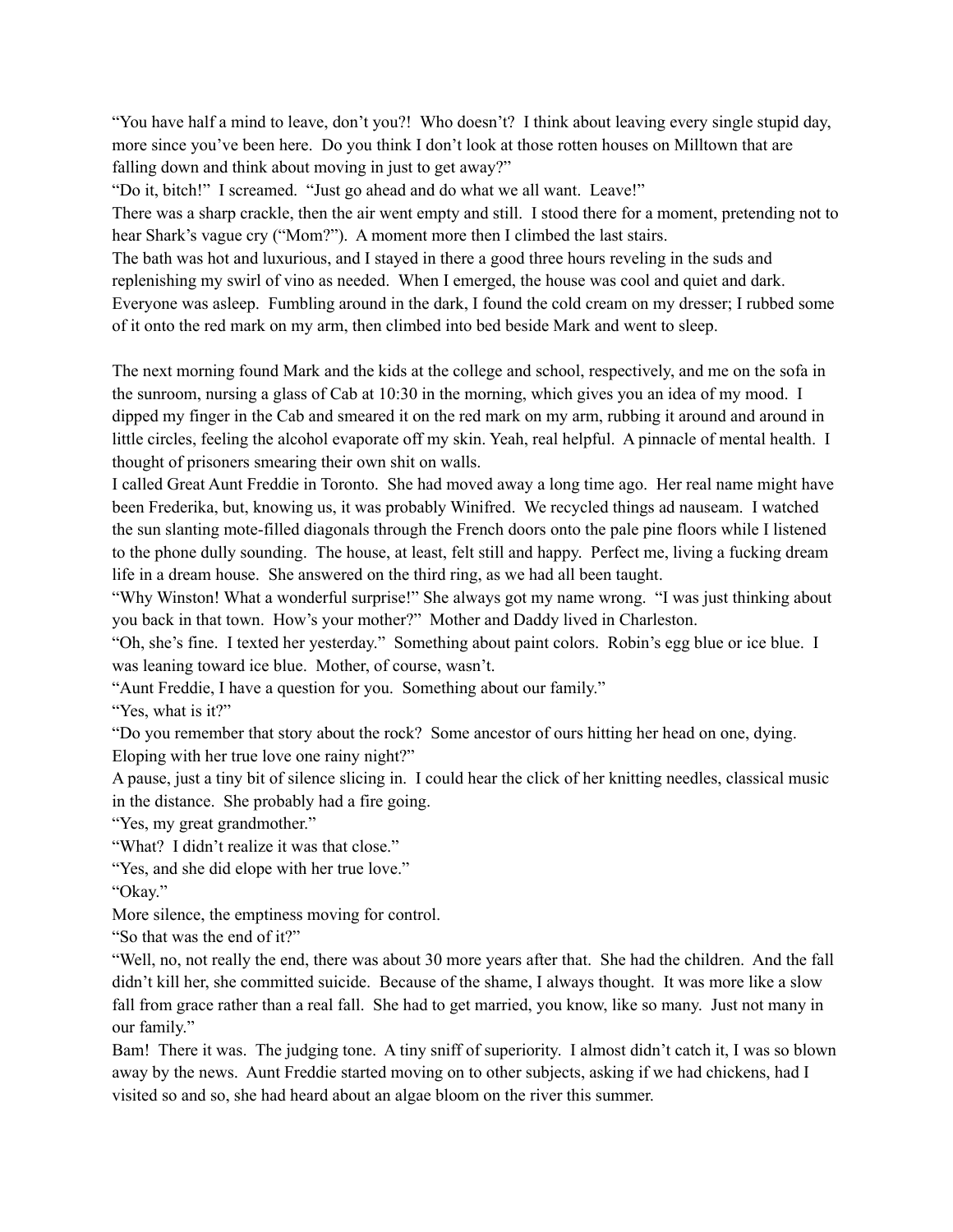"You have half a mind to leave, don't you?! Who doesn't? I think about leaving every single stupid day, more since you've been here. Do you think I don't look at those rotten houses on Milltown that are falling down and think about moving in just to get away?"

"Do it, bitch!" I screamed. "Just go ahead and do what we all want. Leave!"

There was a sharp crackle, then the air went empty and still. I stood there for a moment, pretending not to hear Shark's vague cry ("Mom?"). A moment more then I climbed the last stairs.

The bath was hot and luxurious, and I stayed in there a good three hours reveling in the suds and replenishing my swirl of vino as needed. When I emerged, the house was cool and quiet and dark. Everyone was asleep. Fumbling around in the dark, I found the cold cream on my dresser; I rubbed some of it onto the red mark on my arm, then climbed into bed beside Mark and went to sleep.

The next morning found Mark and the kids at the college and school, respectively, and me on the sofa in the sunroom, nursing a glass of Cab at 10:30 in the morning, which gives you an idea of my mood. I dipped my finger in the Cab and smeared it on the red mark on my arm, rubbing it around and around in little circles, feeling the alcohol evaporate off my skin. Yeah, real helpful. A pinnacle of mental health. I thought of prisoners smearing their own shit on walls.

I called Great Aunt Freddie in Toronto. She had moved away a long time ago. Her real name might have been Frederika, but, knowing us, it was probably Winifred. We recycled things ad nauseam. I watched the sun slanting mote-filled diagonals through the French doors onto the pale pine floors while I listened to the phone dully sounding. The house, at least, felt still and happy. Perfect me, living a fucking dream life in a dream house. She answered on the third ring, as we had all been taught.

"Why Winston! What a wonderful surprise!" She always got my name wrong. "I was just thinking about you back in that town. How's your mother?" Mother and Daddy lived in Charleston.

"Oh, she's fine. I texted her yesterday." Something about paint colors. Robin's egg blue or ice blue. I was leaning toward ice blue. Mother, of course, wasn't.

"Aunt Freddie, I have a question for you. Something about our family."

"Yes, what is it?"

"Do you remember that story about the rock? Some ancestor of ours hitting her head on one, dying. Eloping with her true love one rainy night?"

A pause, just a tiny bit of silence slicing in. I could hear the click of her knitting needles, classical music in the distance. She probably had a fire going.

"Yes, my great grandmother."

"What? I didn't realize it was that close."

"Yes, and she did elope with her true love."

"Okay."

More silence, the emptiness moving for control.

"So that was the end of it?"

"Well, no, not really the end, there was about 30 more years after that. She had the children. And the fall didn't kill her, she committed suicide. Because of the shame, I always thought. It was more like a slow fall from grace rather than a real fall. She had to get married, you know, like so many. Just not many in our family."

Bam! There it was. The judging tone. A tiny sniff of superiority. I almost didn't catch it, I was so blown away by the news. Aunt Freddie started moving on to other subjects, asking if we had chickens, had I visited so and so, she had heard about an algae bloom on the river this summer.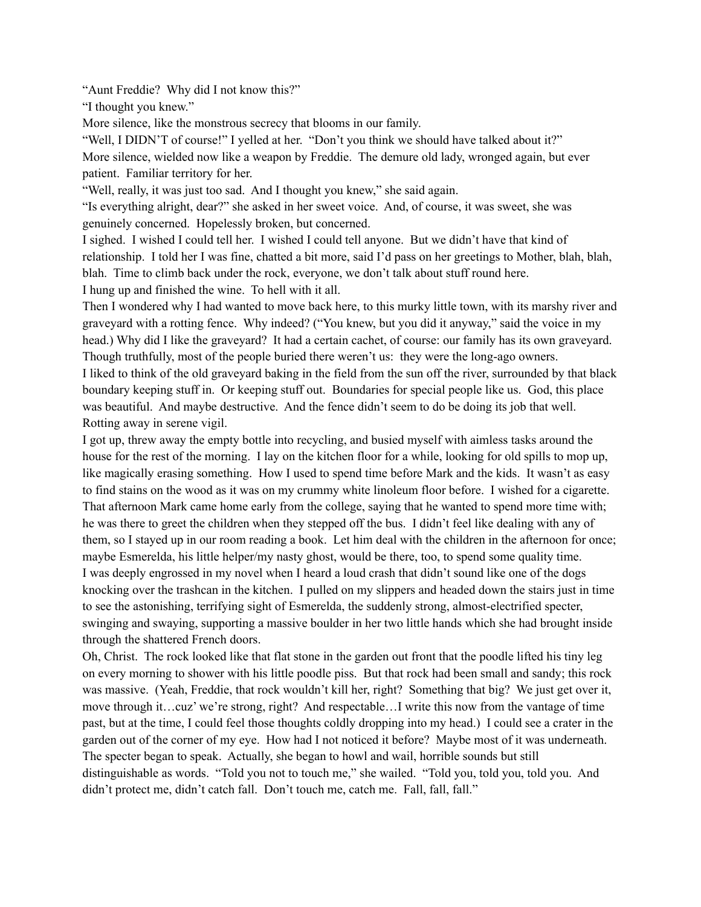"Aunt Freddie? Why did I not know this?"

"I thought you knew."

More silence, like the monstrous secrecy that blooms in our family.

"Well, I DIDN'T of course!" I yelled at her. "Don't you think we should have talked about it?"

More silence, wielded now like a weapon by Freddie. The demure old lady, wronged again, but ever patient. Familiar territory for her.

"Well, really, it was just too sad. And I thought you knew," she said again.

"Is everything alright, dear?" she asked in her sweet voice. And, of course, it was sweet, she was genuinely concerned. Hopelessly broken, but concerned.

I sighed. I wished I could tell her. I wished I could tell anyone. But we didn't have that kind of relationship. I told her I was fine, chatted a bit more, said I'd pass on her greetings to Mother, blah, blah, blah. Time to climb back under the rock, everyone, we don't talk about stuff round here.

I hung up and finished the wine. To hell with it all.

Then I wondered why I had wanted to move back here, to this murky little town, with its marshy river and graveyard with a rotting fence. Why indeed? ("You knew, but you did it anyway," said the voice in my head.) Why did I like the graveyard? It had a certain cachet, of course: our family has its own graveyard. Though truthfully, most of the people buried there weren't us: they were the long-ago owners.

I liked to think of the old graveyard baking in the field from the sun off the river, surrounded by that black boundary keeping stuff in. Or keeping stuff out. Boundaries for special people like us. God, this place was beautiful. And maybe destructive. And the fence didn't seem to do be doing its job that well. Rotting away in serene vigil.

I got up, threw away the empty bottle into recycling, and busied myself with aimless tasks around the house for the rest of the morning. I lay on the kitchen floor for a while, looking for old spills to mop up, like magically erasing something. How I used to spend time before Mark and the kids. It wasn't as easy to find stains on the wood as it was on my crummy white linoleum floor before. I wished for a cigarette.

That afternoon Mark came home early from the college, saying that he wanted to spend more time with; he was there to greet the children when they stepped off the bus. I didn't feel like dealing with any of them, so I stayed up in our room reading a book. Let him deal with the children in the afternoon for once; maybe Esmerelda, his little helper/my nasty ghost, would be there, too, to spend some quality time.

I was deeply engrossed in my novel when I heard a loud crash that didn't sound like one of the dogs knocking over the trashcan in the kitchen. I pulled on my slippers and headed down the stairs just in time to see the astonishing, terrifying sight of Esmerelda, the suddenly strong, almost-electrified specter, swinging and swaying, supporting a massive boulder in her two little hands which she had brought inside through the shattered French doors.

Oh, Christ. The rock looked like that flat stone in the garden out front that the poodle lifted his tiny leg on every morning to shower with his little poodle piss. But that rock had been small and sandy; this rock was massive. (Yeah, Freddie, that rock wouldn't kill her, right? Something that big? We just get over it, move through it…cuz' we're strong, right? And respectable…I write this now from the vantage of time past, but at the time, I could feel those thoughts coldly dropping into my head.) I could see a crater in the garden out of the corner of my eye. How had I not noticed it before? Maybe most of it was underneath.

The specter began to speak. Actually, she began to howl and wail, horrible sounds but still distinguishable as words. "Told you not to touch me," she wailed. "Told you, told you, told you. And didn't protect me, didn't catch fall. Don't touch me, catch me. Fall, fall, fall."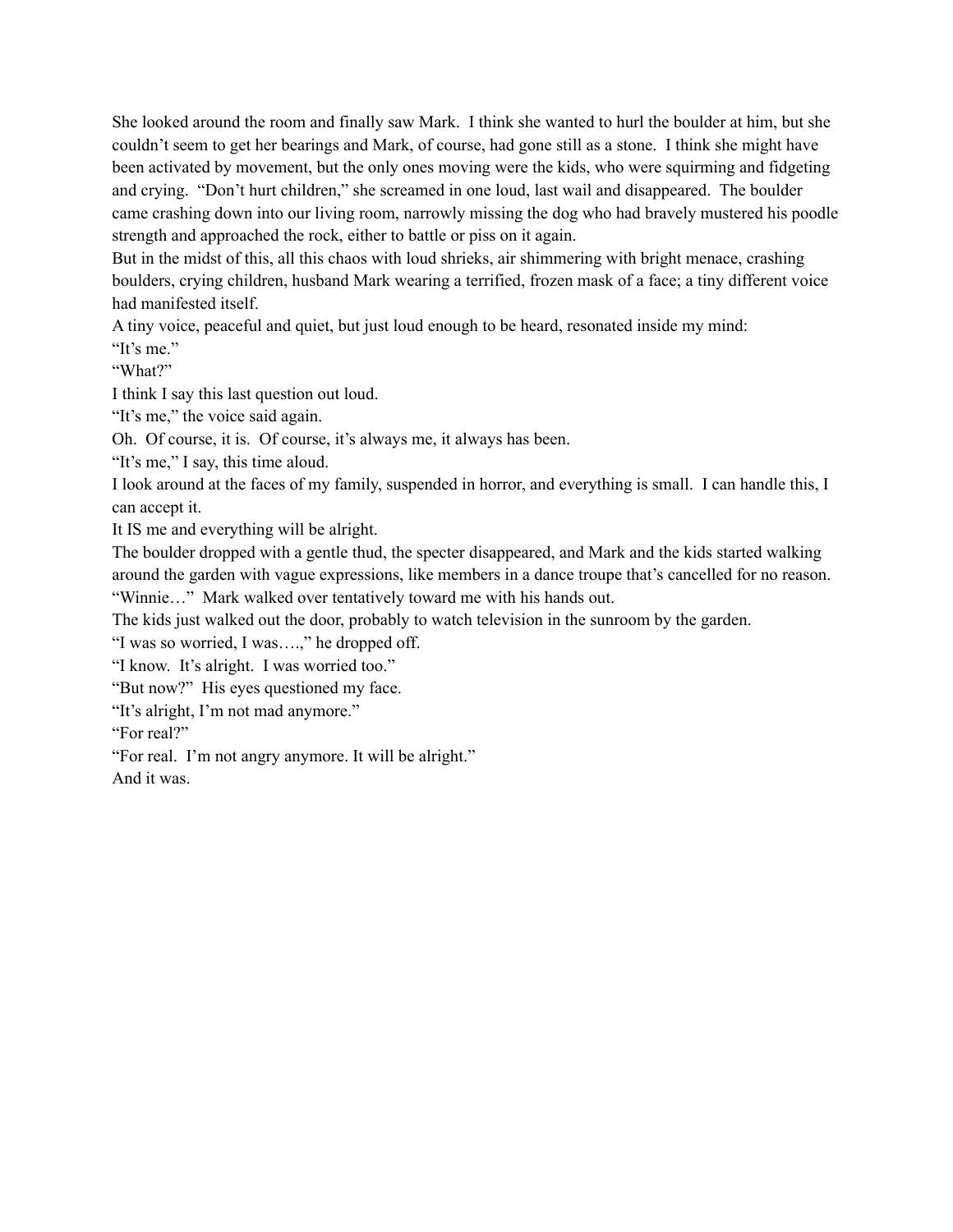She looked around the room and finally saw Mark. I think she wanted to hurl the boulder at him, but she couldn't seem to get her bearings and Mark, of course, had gone still as a stone. I think she might have been activated by movement, but the only ones moving were the kids, who were squirming and fidgeting and crying. "Don't hurt children," she screamed in one loud, last wail and disappeared. The boulder came crashing down into our living room, narrowly missing the dog who had bravely mustered his poodle strength and approached the rock, either to battle or piss on it again.

But in the midst of this, all this chaos with loud shrieks, air shimmering with bright menace, crashing boulders, crying children, husband Mark wearing a terrified, frozen mask of a face; a tiny different voice had manifested itself.

A tiny voice, peaceful and quiet, but just loud enough to be heard, resonated inside my mind:

"It's me."

"What?"

I think I say this last question out loud.

"It's me," the voice said again.

Oh. Of course, it is. Of course, it's always me, it always has been.

"It's me," I say, this time aloud.

I look around at the faces of my family, suspended in horror, and everything is small. I can handle this, I can accept it.

It IS me and everything will be alright.

The boulder dropped with a gentle thud, the specter disappeared, and Mark and the kids started walking around the garden with vague expressions, like members in a dance troupe that's cancelled for no reason.

"Winnie…" Mark walked over tentatively toward me with his hands out.

The kids just walked out the door, probably to watch television in the sunroom by the garden.

"I was so worried, I was….," he dropped off.

"I know. It's alright. I was worried too."

"But now?" His eyes questioned my face.

"It's alright, I'm not mad anymore."

"For real?"

"For real. I'm not angry anymore. It will be alright."

And it was.